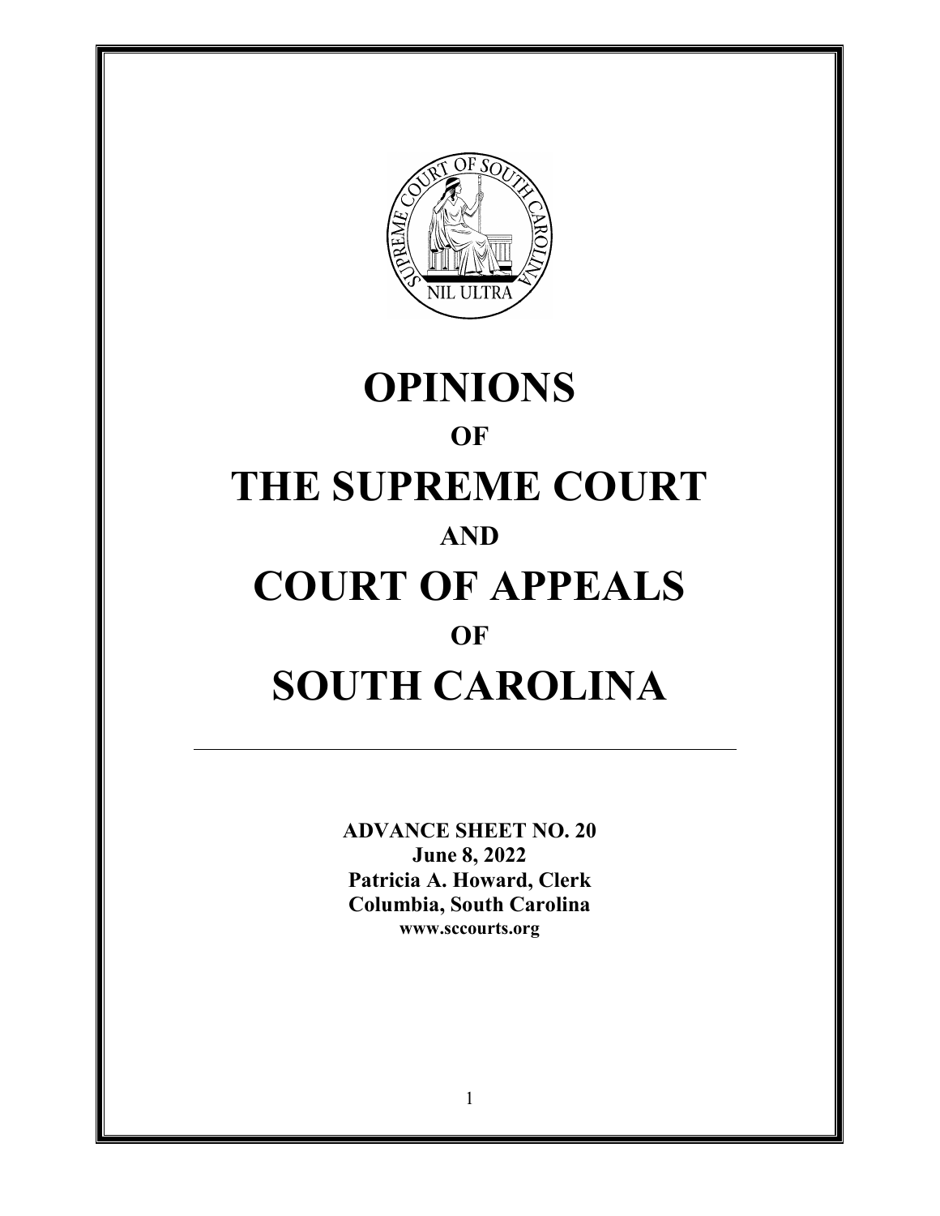# OPINIONS

## OF

# THE SUPREME COURT

## AND

# COURT OF APPEALS

## OF

# SOUTH CAROLINA

---

**ADVANCE SHEET NO. 20**
**June 8, 2022**
**Patricia A. Howard, Clerk**
**Columbia, South Carolina**
**www.sccourts.org**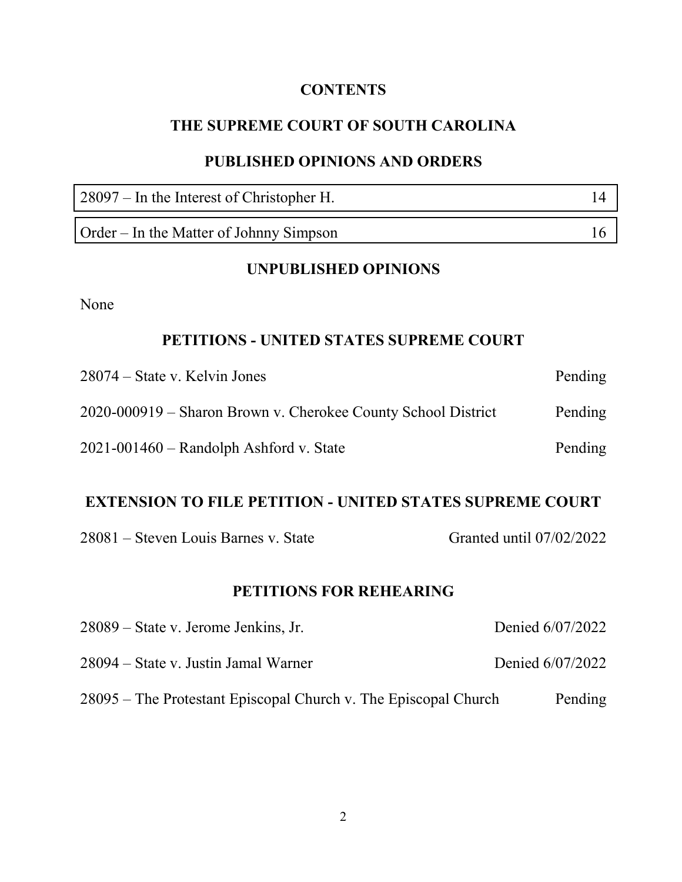# CONTENTS

## THE SUPREME COURT OF SOUTH CAROLINA

## PUBLISHED OPINIONS AND ORDERS

| | |
|---|---|
| 28097 – In the Interest of Christopher H. | 14 |
| Order – In the Matter of Johnny Simpson | 16 |

## UNPUBLISHED OPINIONS

None

## PETITIONS - UNITED STATES SUPREME COURT

| | |
|---|---|
| 28074 – State v. Kelvin Jones | Pending |
| 2020-000919 – Sharon Brown v. Cherokee County School District | Pending |
| 2021-001460 – Randolph Ashford v. State | Pending |

## EXTENSION TO FILE PETITION - UNITED STATES SUPREME COURT

| | |
|---|---|
| 28081 – Steven Louis Barnes v. State | Granted until 07/02/2022 |

## PETITIONS FOR REHEARING

| | |
|---|---|
| 28089 – State v. Jerome Jenkins, Jr. | Denied 6/07/2022 |
| 28094 – State v. Justin Jamal Warner | Denied 6/07/2022 |
| 28095 – The Protestant Episcopal Church v. The Episcopal Church | Pending |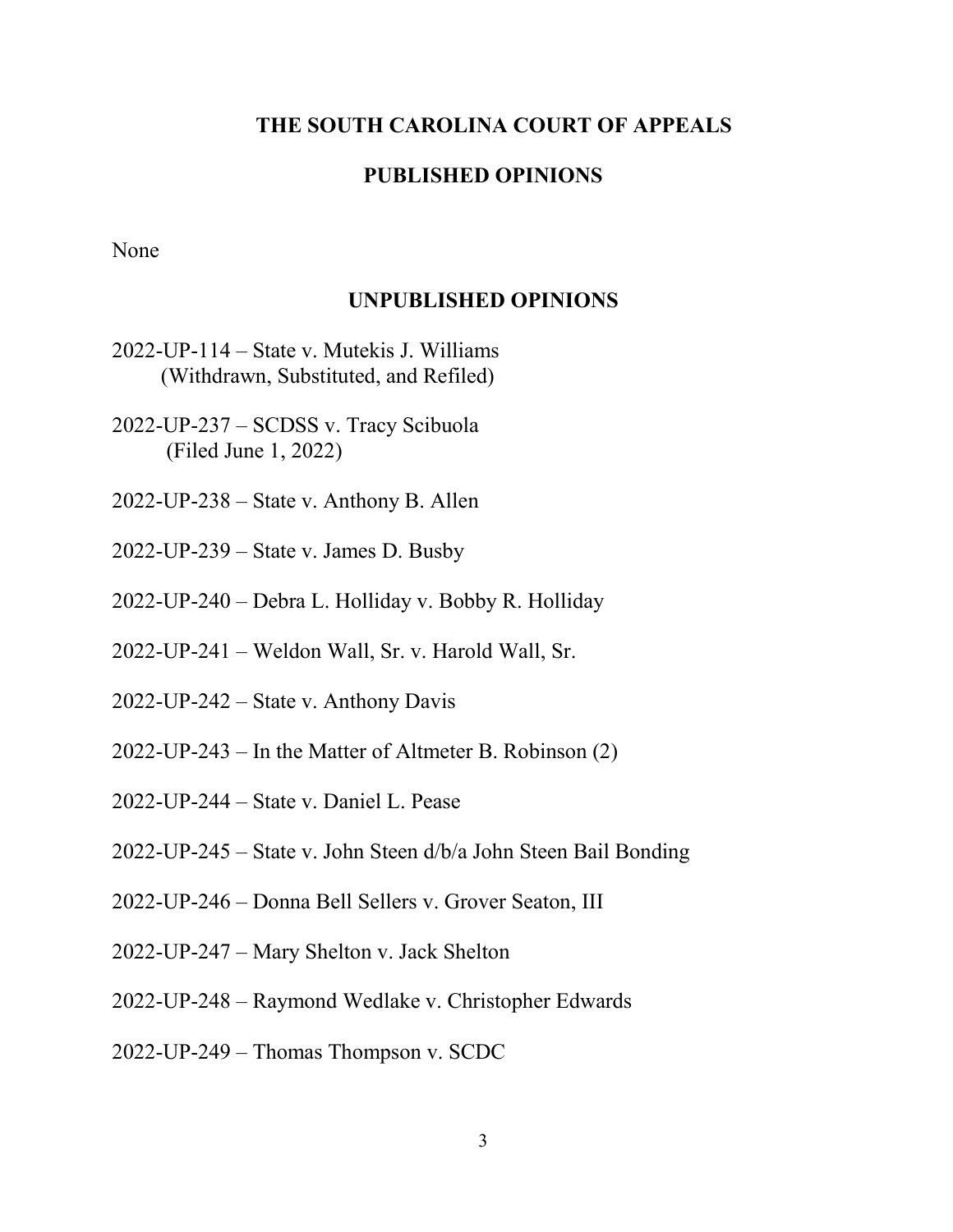# THE SOUTH CAROLINA COURT OF APPEALS

## PUBLISHED OPINIONS

None

## UNPUBLISHED OPINIONS

2022-UP-114 – State v. Mutekis J. Williams
(Withdrawn, Substituted, and Refiled)

2022-UP-237 – SCDSS v. Tracy Scibuola
(Filed June 1, 2022)

2022-UP-238 – State v. Anthony B. Allen

2022-UP-239 – State v. James D. Busby

2022-UP-240 – Debra L. Holliday v. Bobby R. Holliday

2022-UP-241 – Weldon Wall, Sr. v. Harold Wall, Sr.

2022-UP-242 – State v. Anthony Davis

2022-UP-243 – In the Matter of Altmeter B. Robinson (2)

2022-UP-244 – State v. Daniel L. Pease

2022-UP-245 – State v. John Steen d/b/a John Steen Bail Bonding

2022-UP-246 – Donna Bell Sellers v. Grover Seaton, III

2022-UP-247 – Mary Shelton v. Jack Shelton

2022-UP-248 – Raymond Wedlake v. Christopher Edwards

2022-UP-249 – Thomas Thompson v. SCDC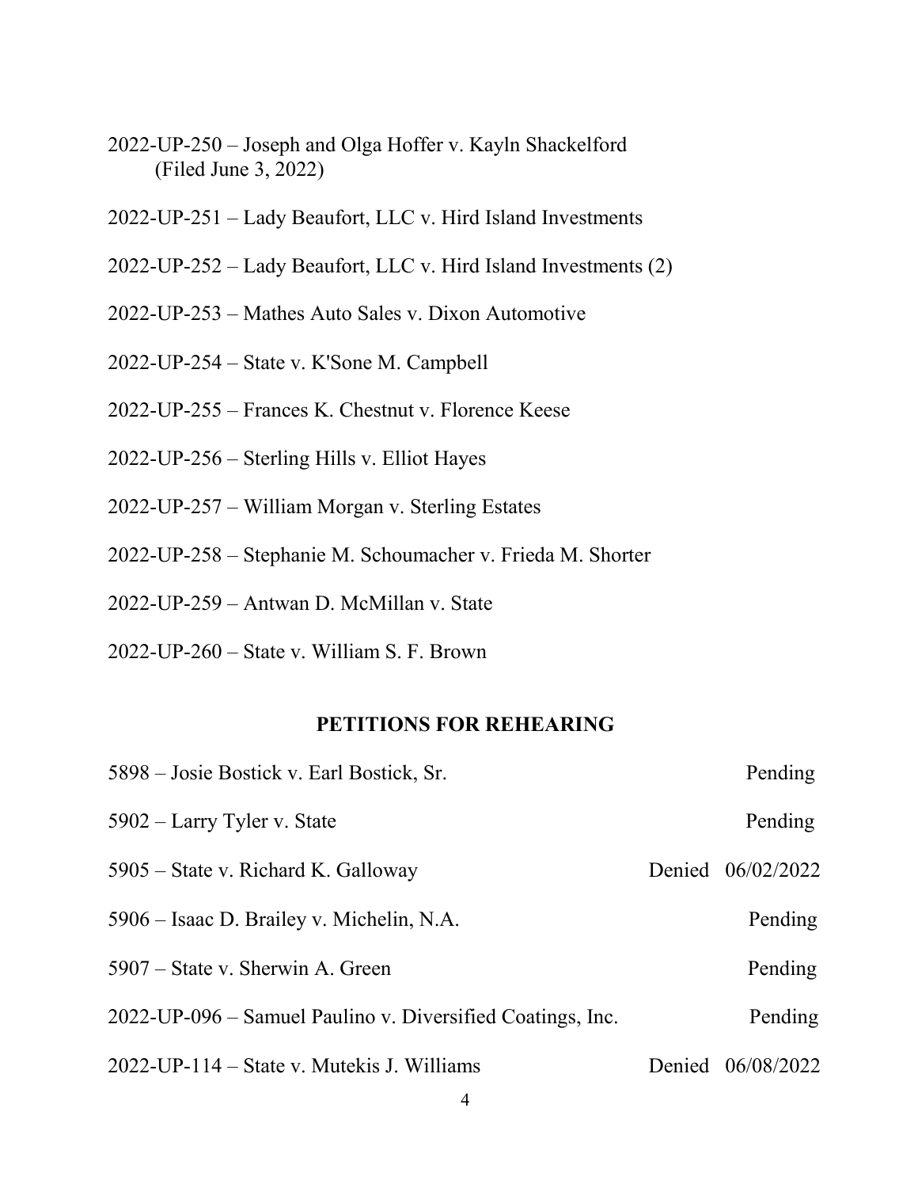2022-UP-250 – Joseph and Olga Hoffer v. Kayln Shackelford
(Filed June 3, 2022)

2022-UP-251 – Lady Beaufort, LLC v. Hird Island Investments

2022-UP-252 – Lady Beaufort, LLC v. Hird Island Investments (2)

2022-UP-253 – Mathes Auto Sales v. Dixon Automotive

2022-UP-254 – State v. K'Sone M. Campbell

2022-UP-255 – Frances K. Chestnut v. Florence Keese

2022-UP-256 – Sterling Hills v. Elliot Hayes

2022-UP-257 – William Morgan v. Sterling Estates

2022-UP-258 – Stephanie M. Schoumacher v. Frieda M. Shorter

2022-UP-259 – Antwan D. McMillan v. State

2022-UP-260 – State v. William S. F. Brown

## PETITIONS FOR REHEARING

| | |
|---|---|
| 5898 – Josie Bostick v. Earl Bostick, Sr. | Pending |
| 5902 – Larry Tyler v. State | Pending |
| 5905 – State v. Richard K. Galloway | Denied 06/02/2022 |
| 5906 – Isaac D. Brailey v. Michelin, N.A. | Pending |
| 5907 – State v. Sherwin A. Green | Pending |
| 2022-UP-096 – Samuel Paulino v. Diversified Coatings, Inc. | Pending |
| 2022-UP-114 – State v. Mutekis J. Williams | Denied 06/08/2022 |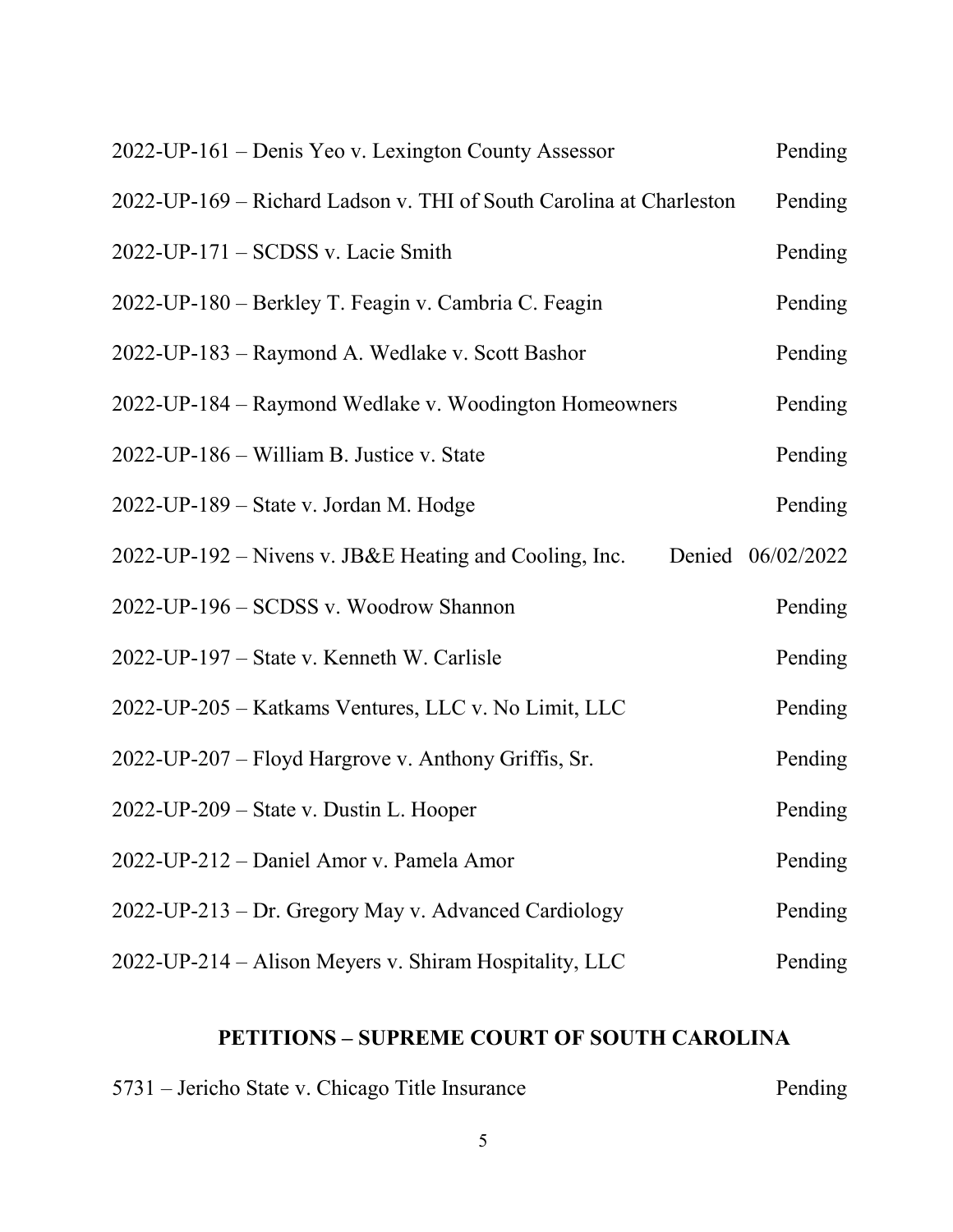| | |
|---|---|
| 2022-UP-161 – Denis Yeo v. Lexington County Assessor | Pending |
| 2022-UP-169 – Richard Ladson v. THI of South Carolina at Charleston | Pending |
| 2022-UP-171 – SCDSS v. Lacie Smith | Pending |
| 2022-UP-180 – Berkley T. Feagin v. Cambria C. Feagin | Pending |
| 2022-UP-183 – Raymond A. Wedlake v. Scott Bashor | Pending |
| 2022-UP-184 – Raymond Wedlake v. Woodington Homeowners | Pending |
| 2022-UP-186 – William B. Justice v. State | Pending |
| 2022-UP-189 – State v. Jordan M. Hodge | Pending |
| 2022-UP-192 – Nivens v. JB&E Heating and Cooling, Inc. | Denied 06/02/2022 |
| 2022-UP-196 – SCDSS v. Woodrow Shannon | Pending |
| 2022-UP-197 – State v. Kenneth W. Carlisle | Pending |
| 2022-UP-205 – Katkams Ventures, LLC v. No Limit, LLC | Pending |
| 2022-UP-207 – Floyd Hargrove v. Anthony Griffis, Sr. | Pending |
| 2022-UP-209 – State v. Dustin L. Hooper | Pending |
| 2022-UP-212 – Daniel Amor v. Pamela Amor | Pending |
| 2022-UP-213 – Dr. Gregory May v. Advanced Cardiology | Pending |
| 2022-UP-214 – Alison Meyers v. Shiram Hospitality, LLC | Pending |

## PETITIONS – SUPREME COURT OF SOUTH CAROLINA

| | |
|---|---|
| 5731 – Jericho State v. Chicago Title Insurance | Pending |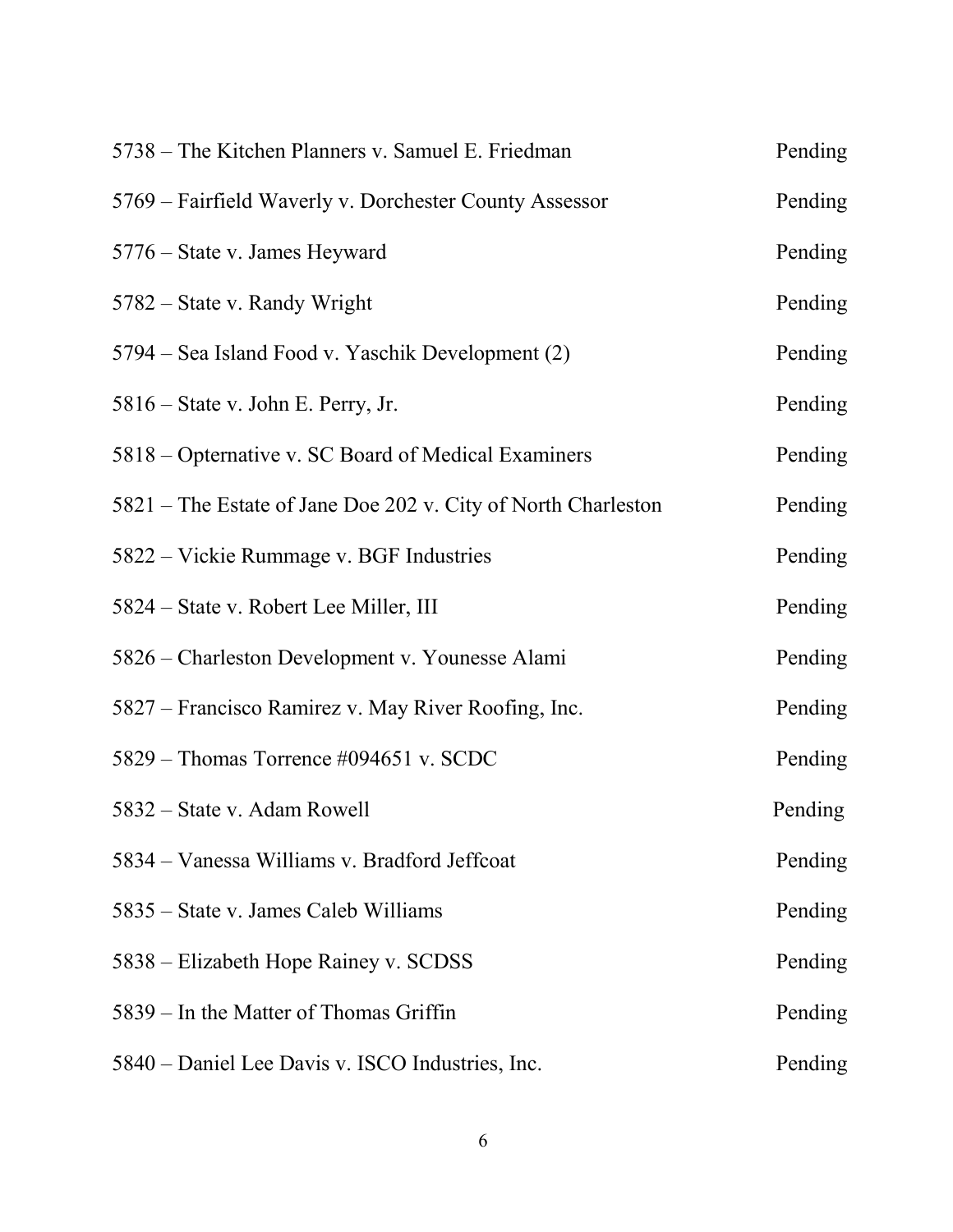| | |
|---|---|
| 5738 – The Kitchen Planners v. Samuel E. Friedman | Pending |
| 5769 – Fairfield Waverly v. Dorchester County Assessor | Pending |
| 5776 – State v. James Heyward | Pending |
| 5782 – State v. Randy Wright | Pending |
| 5794 – Sea Island Food v. Yaschik Development (2) | Pending |
| 5816 – State v. John E. Perry, Jr. | Pending |
| 5818 – Opternative v. SC Board of Medical Examiners | Pending |
| 5821 – The Estate of Jane Doe 202 v. City of North Charleston | Pending |
| 5822 – Vickie Rummage v. BGF Industries | Pending |
| 5824 – State v. Robert Lee Miller, III | Pending |
| 5826 – Charleston Development v. Younesse Alami | Pending |
| 5827 – Francisco Ramirez v. May River Roofing, Inc. | Pending |
| 5829 – Thomas Torrence #094651 v. SCDC | Pending |
| 5832 – State v. Adam Rowell | Pending |
| 5834 – Vanessa Williams v. Bradford Jeffcoat | Pending |
| 5835 – State v. James Caleb Williams | Pending |
| 5838 – Elizabeth Hope Rainey v. SCDSS | Pending |
| 5839 – In the Matter of Thomas Griffin | Pending |
| 5840 – Daniel Lee Davis v. ISCO Industries, Inc. | Pending |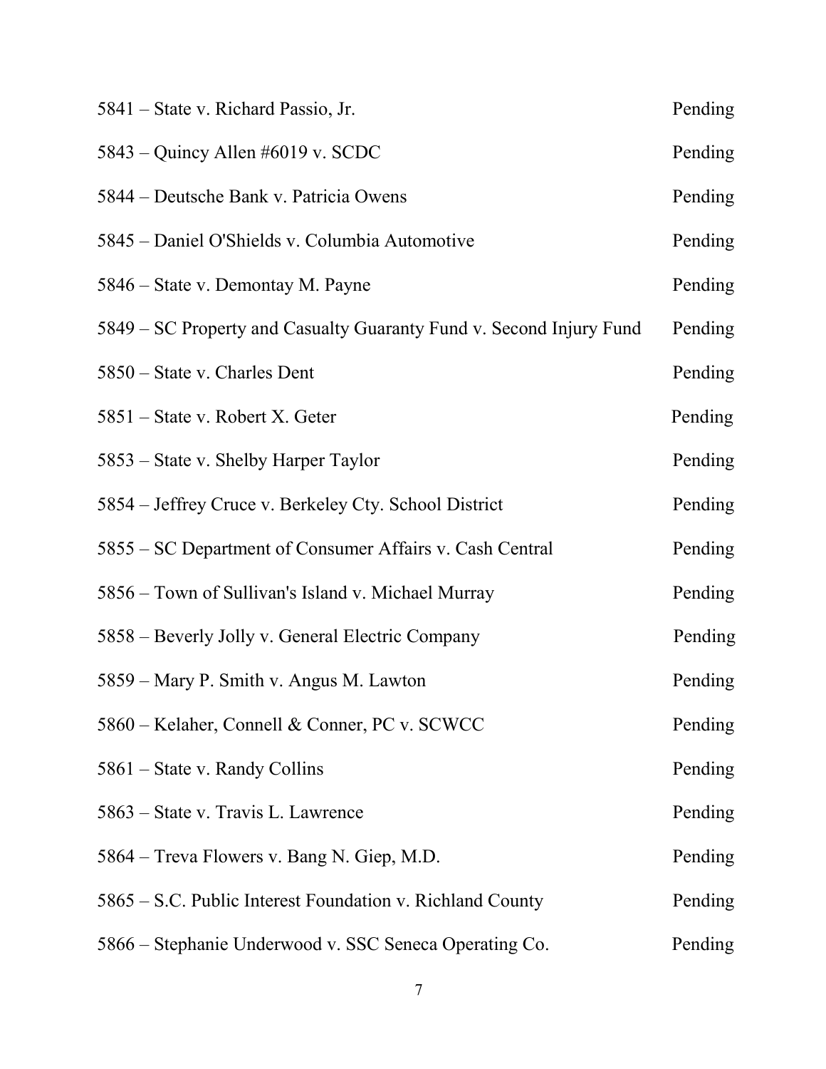| | |
|---|---|
| 5841 – State v. Richard Passio, Jr. | Pending |
| 5843 – Quincy Allen #6019 v. SCDC | Pending |
| 5844 – Deutsche Bank v. Patricia Owens | Pending |
| 5845 – Daniel O'Shields v. Columbia Automotive | Pending |
| 5846 – State v. Demontay M. Payne | Pending |
| 5849 – SC Property and Casualty Guaranty Fund v. Second Injury Fund | Pending |
| 5850 – State v. Charles Dent | Pending |
| 5851 – State v. Robert X. Geter | Pending |
| 5853 – State v. Shelby Harper Taylor | Pending |
| 5854 – Jeffrey Cruce v. Berkeley Cty. School District | Pending |
| 5855 – SC Department of Consumer Affairs v. Cash Central | Pending |
| 5856 – Town of Sullivan's Island v. Michael Murray | Pending |
| 5858 – Beverly Jolly v. General Electric Company | Pending |
| 5859 – Mary P. Smith v. Angus M. Lawton | Pending |
| 5860 – Kelaher, Connell & Conner, PC v. SCWCC | Pending |
| 5861 – State v. Randy Collins | Pending |
| 5863 – State v. Travis L. Lawrence | Pending |
| 5864 – Treva Flowers v. Bang N. Giep, M.D. | Pending |
| 5865 – S.C. Public Interest Foundation v. Richland County | Pending |
| 5866 – Stephanie Underwood v. SSC Seneca Operating Co. | Pending |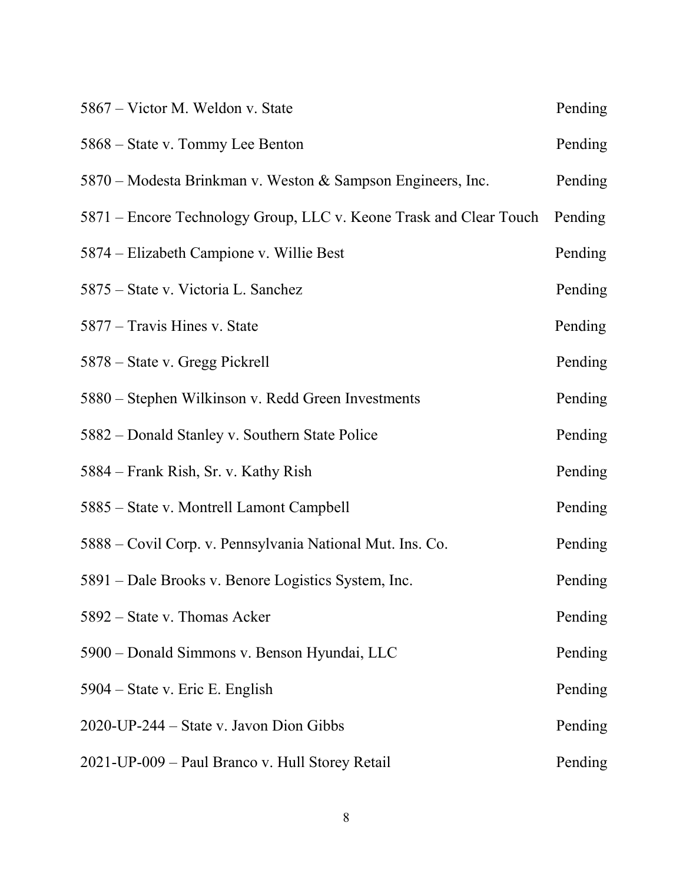| | |
|---|---|
| 5867 – Victor M. Weldon v. State | Pending |
| 5868 – State v. Tommy Lee Benton | Pending |
| 5870 – Modesta Brinkman v. Weston & Sampson Engineers, Inc. | Pending |
| 5871 – Encore Technology Group, LLC v. Keone Trask and Clear Touch | Pending |
| 5874 – Elizabeth Campione v. Willie Best | Pending |
| 5875 – State v. Victoria L. Sanchez | Pending |
| 5877 – Travis Hines v. State | Pending |
| 5878 – State v. Gregg Pickrell | Pending |
| 5880 – Stephen Wilkinson v. Redd Green Investments | Pending |
| 5882 – Donald Stanley v. Southern State Police | Pending |
| 5884 – Frank Rish, Sr. v. Kathy Rish | Pending |
| 5885 – State v. Montrell Lamont Campbell | Pending |
| 5888 – Covil Corp. v. Pennsylvania National Mut. Ins. Co. | Pending |
| 5891 – Dale Brooks v. Benore Logistics System, Inc. | Pending |
| 5892 – State v. Thomas Acker | Pending |
| 5900 – Donald Simmons v. Benson Hyundai, LLC | Pending |
| 5904 – State v. Eric E. English | Pending |
| 2020-UP-244 – State v. Javon Dion Gibbs | Pending |
| 2021-UP-009 – Paul Branco v. Hull Storey Retail | Pending |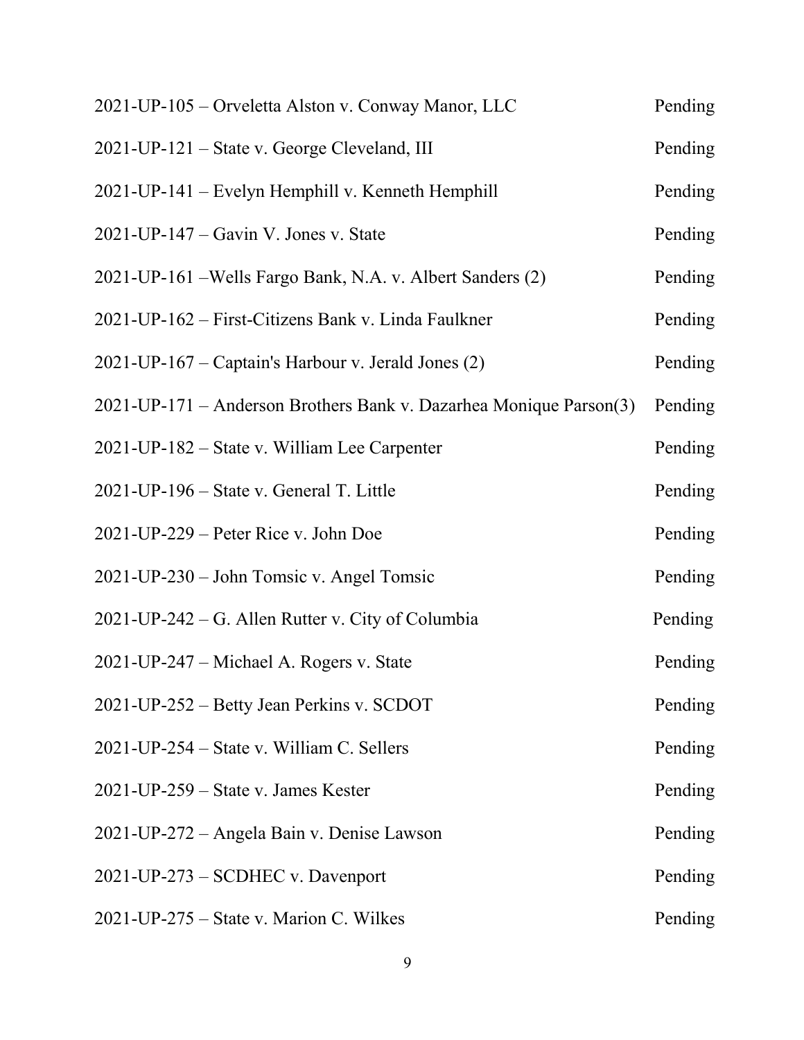| | |
|---|---|
| 2021-UP-105 – Orveletta Alston v. Conway Manor, LLC | Pending |
| 2021-UP-121 – State v. George Cleveland, III | Pending |
| 2021-UP-141 – Evelyn Hemphill v. Kenneth Hemphill | Pending |
| 2021-UP-147 – Gavin V. Jones v. State | Pending |
| 2021-UP-161 –Wells Fargo Bank, N.A. v. Albert Sanders (2) | Pending |
| 2021-UP-162 – First-Citizens Bank v. Linda Faulkner | Pending |
| 2021-UP-167 – Captain's Harbour v. Jerald Jones (2) | Pending |
| 2021-UP-171 – Anderson Brothers Bank v. Dazarhea Monique Parson(3) | Pending |
| 2021-UP-182 – State v. William Lee Carpenter | Pending |
| 2021-UP-196 – State v. General T. Little | Pending |
| 2021-UP-229 – Peter Rice v. John Doe | Pending |
| 2021-UP-230 – John Tomsic v. Angel Tomsic | Pending |
| 2021-UP-242 – G. Allen Rutter v. City of Columbia | Pending |
| 2021-UP-247 – Michael A. Rogers v. State | Pending |
| 2021-UP-252 – Betty Jean Perkins v. SCDOT | Pending |
| 2021-UP-254 – State v. William C. Sellers | Pending |
| 2021-UP-259 – State v. James Kester | Pending |
| 2021-UP-272 – Angela Bain v. Denise Lawson | Pending |
| 2021-UP-273 – SCDHEC v. Davenport | Pending |
| 2021-UP-275 – State v. Marion C. Wilkes | Pending |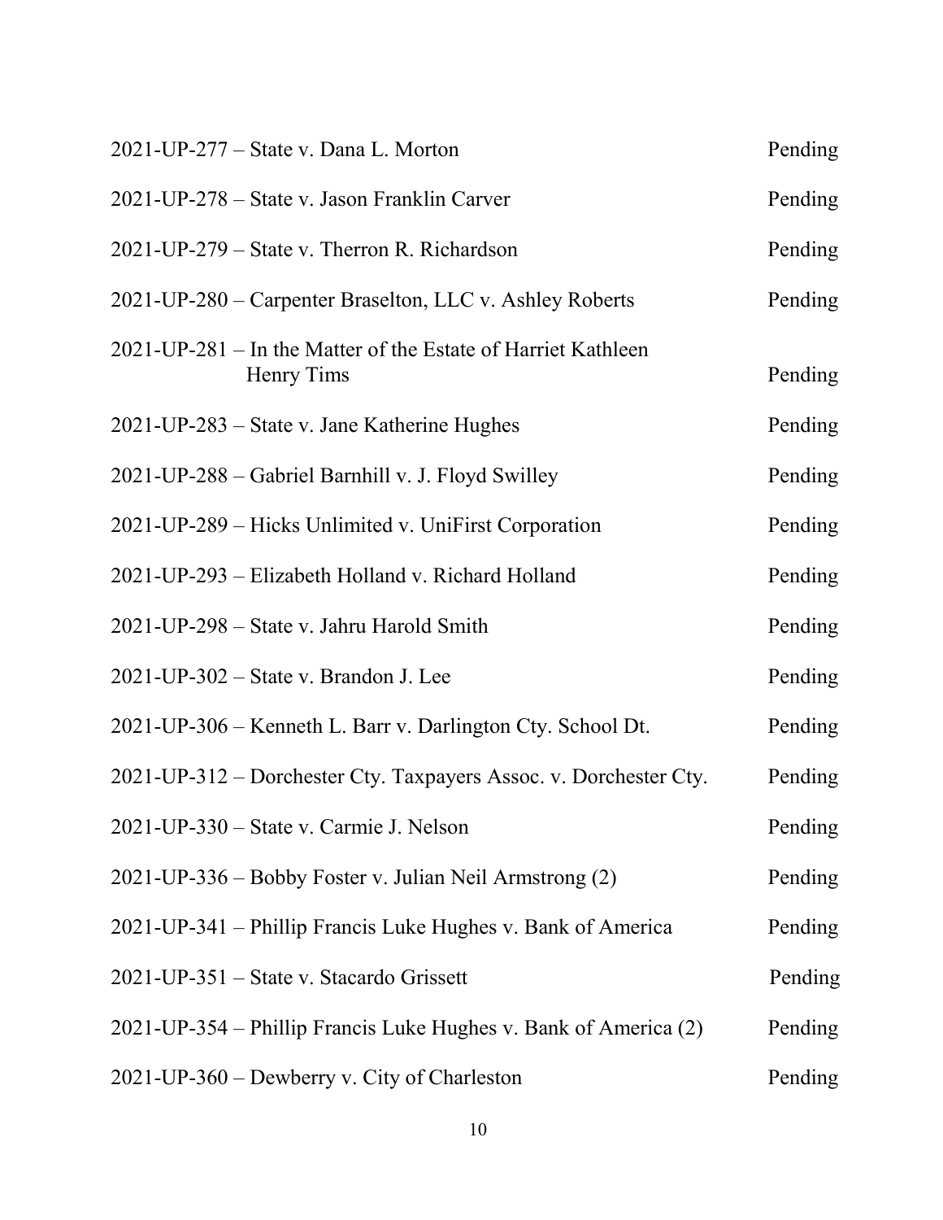| | |
|---|---|
| 2021-UP-277 – State v. Dana L. Morton | Pending |
| 2021-UP-278 – State v. Jason Franklin Carver | Pending |
| 2021-UP-279 – State v. Therron R. Richardson | Pending |
| 2021-UP-280 – Carpenter Braselton, LLC v. Ashley Roberts | Pending |
| 2021-UP-281 – In the Matter of the Estate of Harriet Kathleen Henry Tims | Pending |
| 2021-UP-283 – State v. Jane Katherine Hughes | Pending |
| 2021-UP-288 – Gabriel Barnhill v. J. Floyd Swilley | Pending |
| 2021-UP-289 – Hicks Unlimited v. UniFirst Corporation | Pending |
| 2021-UP-293 – Elizabeth Holland v. Richard Holland | Pending |
| 2021-UP-298 – State v. Jahru Harold Smith | Pending |
| 2021-UP-302 – State v. Brandon J. Lee | Pending |
| 2021-UP-306 – Kenneth L. Barr v. Darlington Cty. School Dt. | Pending |
| 2021-UP-312 – Dorchester Cty. Taxpayers Assoc. v. Dorchester Cty. | Pending |
| 2021-UP-330 – State v. Carmie J. Nelson | Pending |
| 2021-UP-336 – Bobby Foster v. Julian Neil Armstrong (2) | Pending |
| 2021-UP-341 – Phillip Francis Luke Hughes v. Bank of America | Pending |
| 2021-UP-351 – State v. Stacardo Grissett | Pending |
| 2021-UP-354 – Phillip Francis Luke Hughes v. Bank of America (2) | Pending |
| 2021-UP-360 – Dewberry v. City of Charleston | Pending |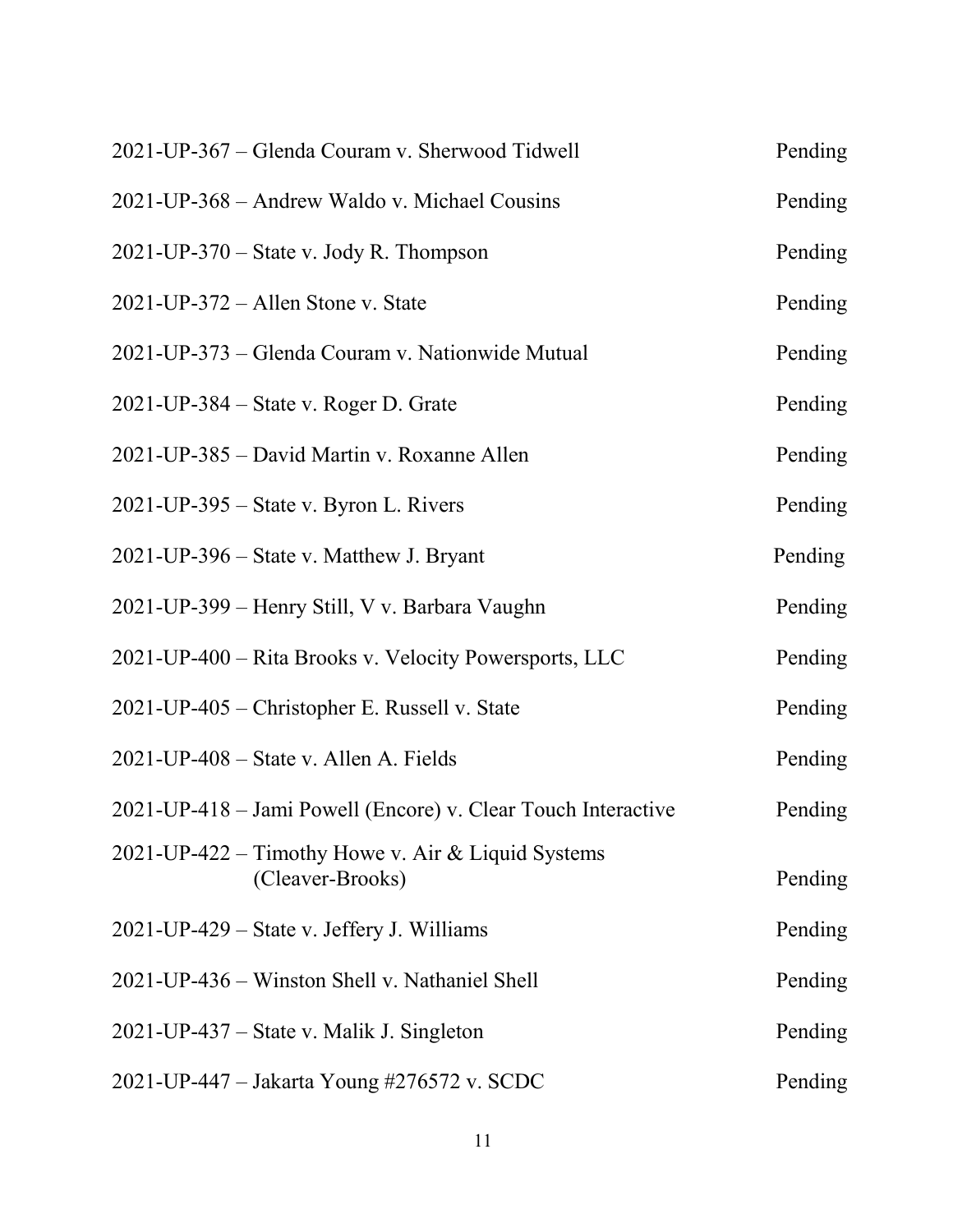| | |
|---|---|
| 2021-UP-367 – Glenda Couram v. Sherwood Tidwell | Pending |
| 2021-UP-368 – Andrew Waldo v. Michael Cousins | Pending |
| 2021-UP-370 – State v. Jody R. Thompson | Pending |
| 2021-UP-372 – Allen Stone v. State | Pending |
| 2021-UP-373 – Glenda Couram v. Nationwide Mutual | Pending |
| 2021-UP-384 – State v. Roger D. Grate | Pending |
| 2021-UP-385 – David Martin v. Roxanne Allen | Pending |
| 2021-UP-395 – State v. Byron L. Rivers | Pending |
| 2021-UP-396 – State v. Matthew J. Bryant | Pending |
| 2021-UP-399 – Henry Still, V v. Barbara Vaughn | Pending |
| 2021-UP-400 – Rita Brooks v. Velocity Powersports, LLC | Pending |
| 2021-UP-405 – Christopher E. Russell v. State | Pending |
| 2021-UP-408 – State v. Allen A. Fields | Pending |
| 2021-UP-418 – Jami Powell (Encore) v. Clear Touch Interactive | Pending |
| 2021-UP-422 – Timothy Howe v. Air & Liquid Systems (Cleaver-Brooks) | Pending |
| 2021-UP-429 – State v. Jeffery J. Williams | Pending |
| 2021-UP-436 – Winston Shell v. Nathaniel Shell | Pending |
| 2021-UP-437 – State v. Malik J. Singleton | Pending |
| 2021-UP-447 – Jakarta Young #276572 v. SCDC | Pending |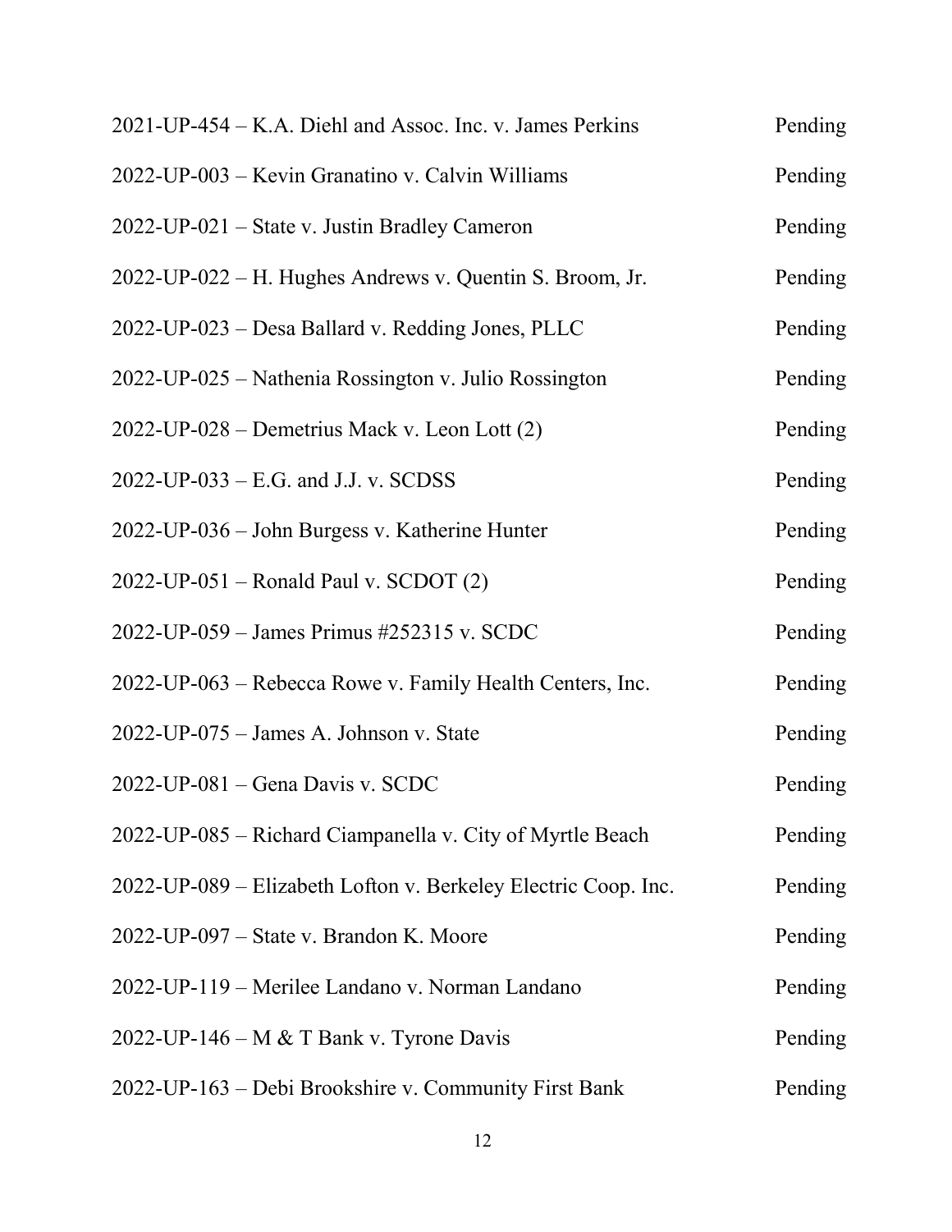| | |
|---|---|
| 2021-UP-454 – K.A. Diehl and Assoc. Inc. v. James Perkins | Pending |
| 2022-UP-003 – Kevin Granatino v. Calvin Williams | Pending |
| 2022-UP-021 – State v. Justin Bradley Cameron | Pending |
| 2022-UP-022 – H. Hughes Andrews v. Quentin S. Broom, Jr. | Pending |
| 2022-UP-023 – Desa Ballard v. Redding Jones, PLLC | Pending |
| 2022-UP-025 – Nathenia Rossington v. Julio Rossington | Pending |
| 2022-UP-028 – Demetrius Mack v. Leon Lott (2) | Pending |
| 2022-UP-033 – E.G. and J.J. v. SCDSS | Pending |
| 2022-UP-036 – John Burgess v. Katherine Hunter | Pending |
| 2022-UP-051 – Ronald Paul v. SCDOT (2) | Pending |
| 2022-UP-059 – James Primus #252315 v. SCDC | Pending |
| 2022-UP-063 – Rebecca Rowe v. Family Health Centers, Inc. | Pending |
| 2022-UP-075 – James A. Johnson v. State | Pending |
| 2022-UP-081 – Gena Davis v. SCDC | Pending |
| 2022-UP-085 – Richard Ciampanella v. City of Myrtle Beach | Pending |
| 2022-UP-089 – Elizabeth Lofton v. Berkeley Electric Coop. Inc. | Pending |
| 2022-UP-097 – State v. Brandon K. Moore | Pending |
| 2022-UP-119 – Merilee Landano v. Norman Landano | Pending |
| 2022-UP-146 – M & T Bank v. Tyrone Davis | Pending |
| 2022-UP-163 – Debi Brookshire v. Community First Bank | Pending |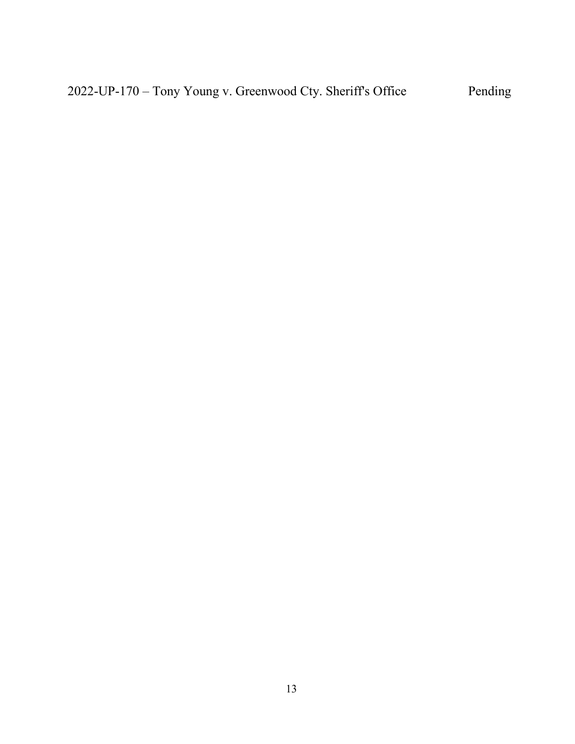2022-UP-170 – Tony Young v. Greenwood Cty. Sheriff's Office Pending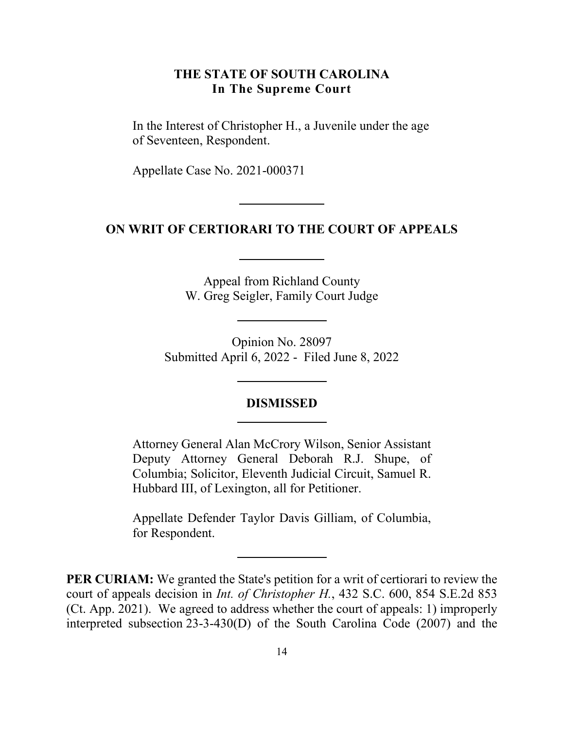**THE STATE OF SOUTH CAROLINA**
**In The Supreme Court**

In the Interest of Christopher H., a Juvenile under the age of Seventeen, Respondent.

Appellate Case No. 2021-000371

---

**ON WRIT OF CERTIORARI TO THE COURT OF APPEALS**

---

Appeal from Richland County
W. Greg Seigler, Family Court Judge

---

Opinion No. 28097
Submitted April 6, 2022 - Filed June 8, 2022

---

**DISMISSED**

---

Attorney General Alan McCrory Wilson, Senior Assistant Deputy Attorney General Deborah R.J. Shupe, of Columbia; Solicitor, Eleventh Judicial Circuit, Samuel R. Hubbard III, of Lexington, all for Petitioner.

Appellate Defender Taylor Davis Gilliam, of Columbia, for Respondent.

---

**PER CURIAM:** We granted the State's petition for a writ of certiorari to review the court of appeals decision in *Int. of Christopher H.*, 432 S.C. 600, 854 S.E.2d 853 (Ct. App. 2021). We agreed to address whether the court of appeals: 1) improperly interpreted subsection 23-3-430(D) of the South Carolina Code (2007) and the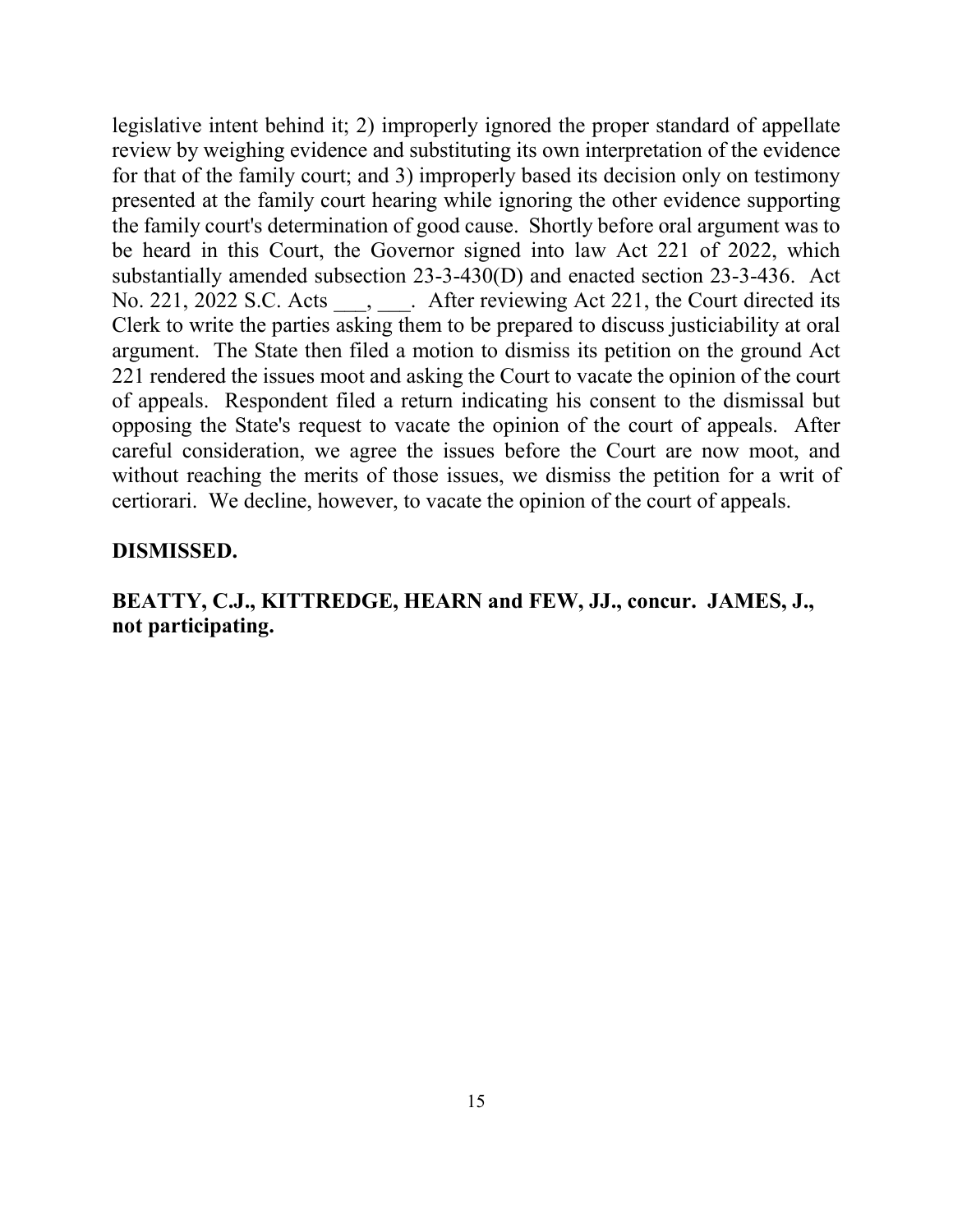legislative intent behind it; 2) improperly ignored the proper standard of appellate review by weighing evidence and substituting its own interpretation of the evidence for that of the family court; and 3) improperly based its decision only on testimony presented at the family court hearing while ignoring the other evidence supporting the family court's determination of good cause. Shortly before oral argument was to be heard in this Court, the Governor signed into law Act 221 of 2022, which substantially amended subsection 23-3-430(D) and enacted section 23-3-436. Act No. 221, 2022 S.C. Acts ___, ___. After reviewing Act 221, the Court directed its Clerk to write the parties asking them to be prepared to discuss justiciability at oral argument. The State then filed a motion to dismiss its petition on the ground Act 221 rendered the issues moot and asking the Court to vacate the opinion of the court of appeals. Respondent filed a return indicating his consent to the dismissal but opposing the State's request to vacate the opinion of the court of appeals. After careful consideration, we agree the issues before the Court are now moot, and without reaching the merits of those issues, we dismiss the petition for a writ of certiorari. We decline, however, to vacate the opinion of the court of appeals.

**DISMISSED.**

**BEATTY, C.J., KITTREDGE, HEARN and FEW, JJ., concur. JAMES, J., not participating.**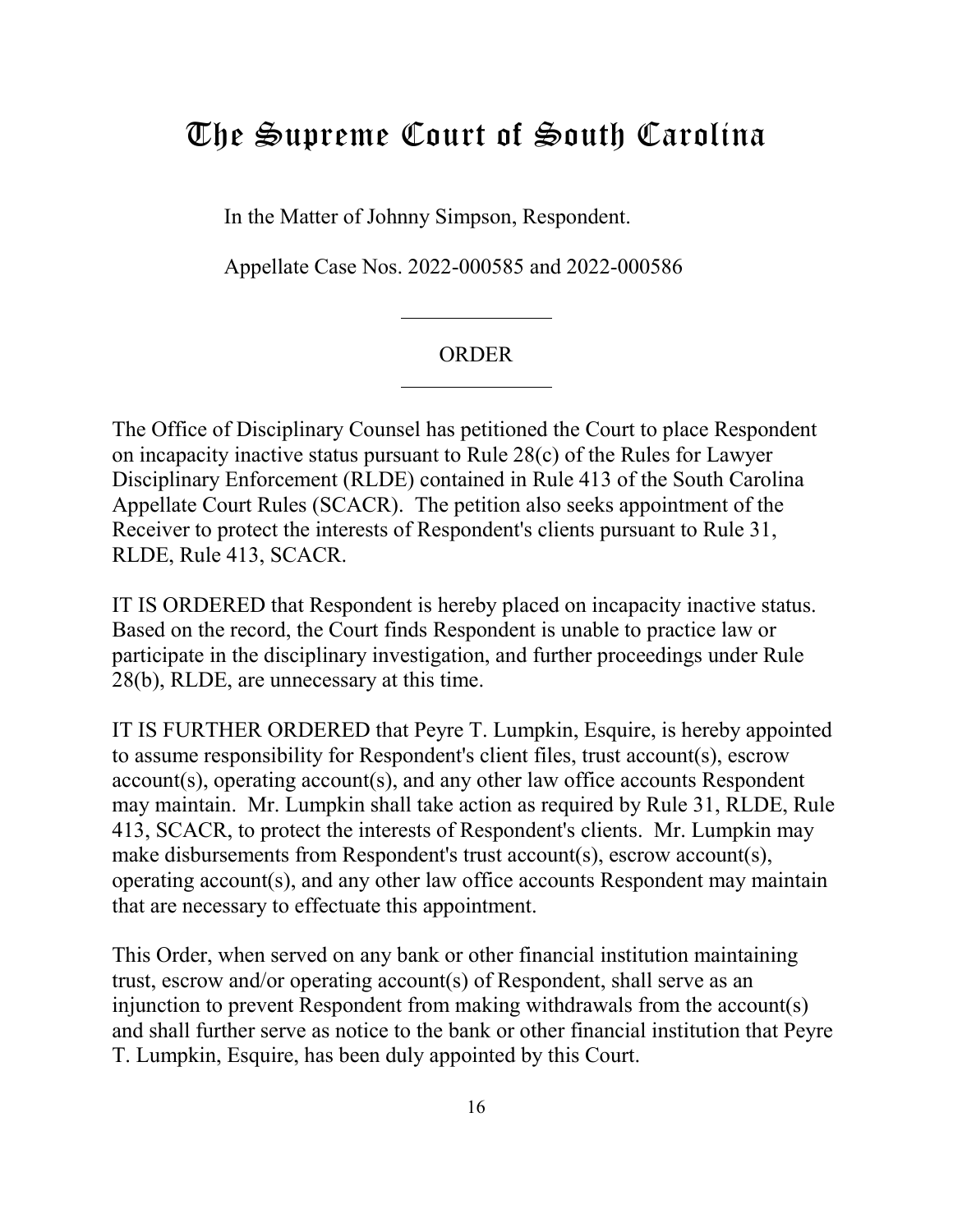# The Supreme Court of South Carolina

In the Matter of Johnny Simpson, Respondent.

Appellate Case Nos. 2022-000585 and 2022-000586

---

ORDER

---

The Office of Disciplinary Counsel has petitioned the Court to place Respondent on incapacity inactive status pursuant to Rule 28(c) of the Rules for Lawyer Disciplinary Enforcement (RLDE) contained in Rule 413 of the South Carolina Appellate Court Rules (SCACR). The petition also seeks appointment of the Receiver to protect the interests of Respondent's clients pursuant to Rule 31, RLDE, Rule 413, SCACR.

IT IS ORDERED that Respondent is hereby placed on incapacity inactive status. Based on the record, the Court finds Respondent is unable to practice law or participate in the disciplinary investigation, and further proceedings under Rule 28(b), RLDE, are unnecessary at this time.

IT IS FURTHER ORDERED that Peyre T. Lumpkin, Esquire, is hereby appointed to assume responsibility for Respondent's client files, trust account(s), escrow account(s), operating account(s), and any other law office accounts Respondent may maintain. Mr. Lumpkin shall take action as required by Rule 31, RLDE, Rule 413, SCACR, to protect the interests of Respondent's clients. Mr. Lumpkin may make disbursements from Respondent's trust account(s), escrow account(s), operating account(s), and any other law office accounts Respondent may maintain that are necessary to effectuate this appointment.

This Order, when served on any bank or other financial institution maintaining trust, escrow and/or operating account(s) of Respondent, shall serve as an injunction to prevent Respondent from making withdrawals from the account(s) and shall further serve as notice to the bank or other financial institution that Peyre T. Lumpkin, Esquire, has been duly appointed by this Court.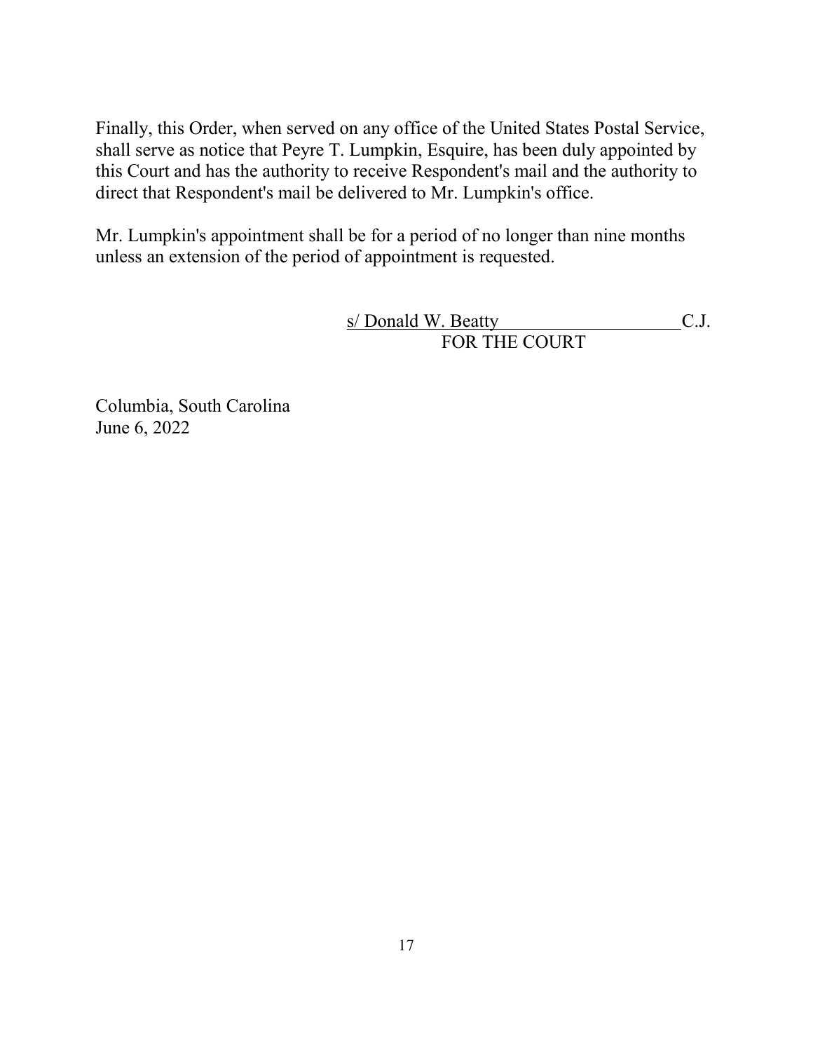Finally, this Order, when served on any office of the United States Postal Service, shall serve as notice that Peyre T. Lumpkin, Esquire, has been duly appointed by this Court and has the authority to receive Respondent's mail and the authority to direct that Respondent's mail be delivered to Mr. Lumpkin's office.

Mr. Lumpkin's appointment shall be for a period of no longer than nine months unless an extension of the period of appointment is requested.

s/ Donald W. Beatty C.J.
FOR THE COURT

Columbia, South Carolina
June 6, 2022